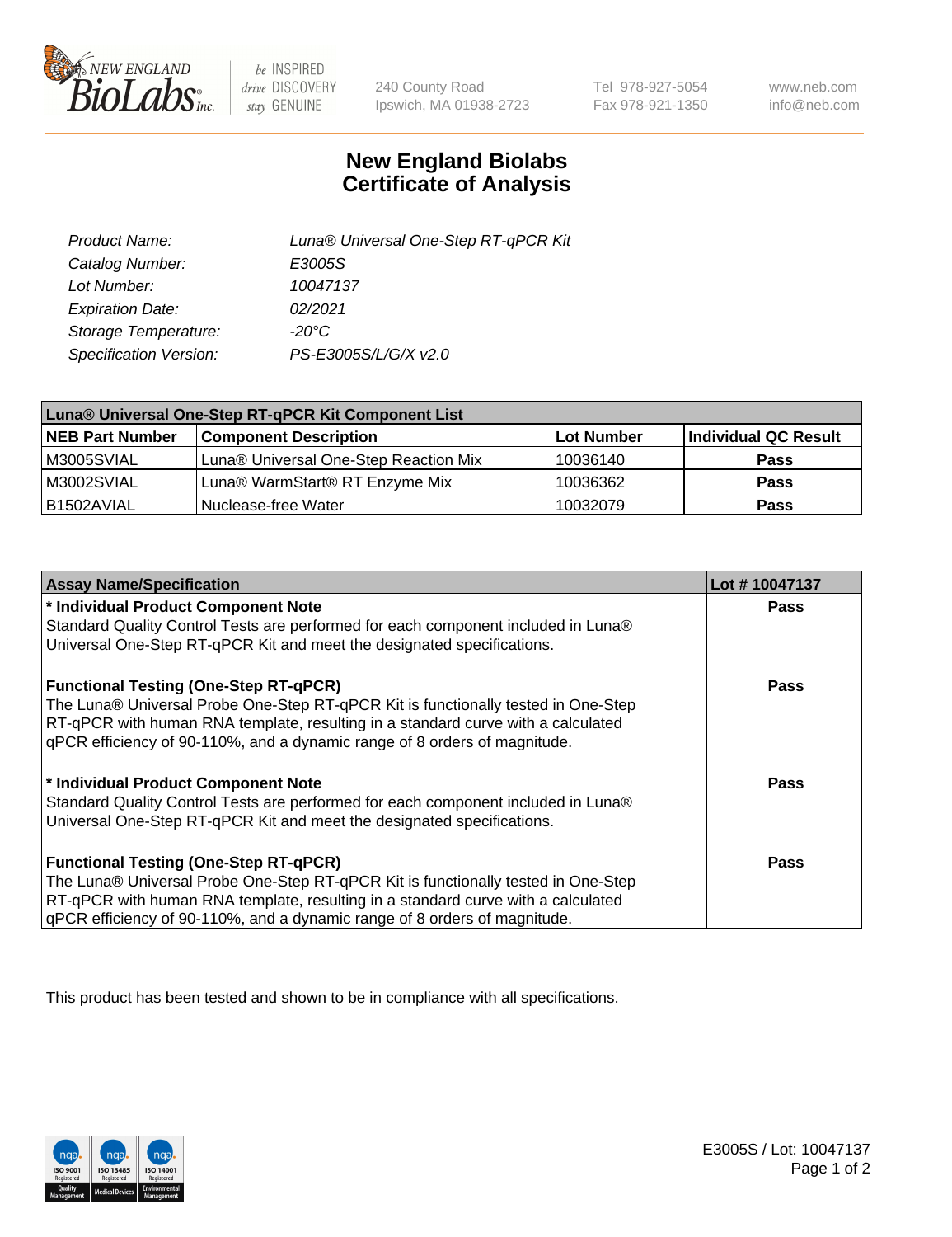New England BioLabs Inc. — be INSPIRED drive DISCOVERY stay GENUINE

240 County Road
Ipswich, MA 01938-2723

Tel 978-927-5054
Fax 978-921-1350

www.neb.com
info@neb.com

# New England Biolabs
# Certificate of Analysis

| | |
|---|---|
| *Product Name:* | *Luna® Universal One-Step RT-qPCR Kit* |
| *Catalog Number:* | *E3005S* |
| *Lot Number:* | *10047137* |
| *Expiration Date:* | *02/2021* |
| *Storage Temperature:* | *-20°C* |
| *Specification Version:* | *PS-E3005S/L/G/X v2.0* |

| **Luna® Universal One-Step RT-qPCR Kit Component List** | | | |
|---|---|---|---|
| **NEB Part Number** | **Component Description** | **Lot Number** | **Individual QC Result** |
| M3005SVIAL | Luna® Universal One-Step Reaction Mix | 10036140 | **Pass** |
| M3002SVIAL | Luna® WarmStart® RT Enzyme Mix | 10036362 | **Pass** |
| B1502AVIAL | Nuclease-free Water | 10032079 | **Pass** |

| **Assay Name/Specification** | **Lot # 10047137** |
|---|---|
| **\* Individual Product Component Note**<br>Standard Quality Control Tests are performed for each component included in Luna® Universal One-Step RT-qPCR Kit and meet the designated specifications. | **Pass** |
| **Functional Testing (One-Step RT-qPCR)**<br>The Luna® Universal Probe One-Step RT-qPCR Kit is functionally tested in One-Step RT-qPCR with human RNA template, resulting in a standard curve with a calculated qPCR efficiency of 90-110%, and a dynamic range of 8 orders of magnitude. | **Pass** |
| **\* Individual Product Component Note**<br>Standard Quality Control Tests are performed for each component included in Luna® Universal One-Step RT-qPCR Kit and meet the designated specifications. | **Pass** |
| **Functional Testing (One-Step RT-qPCR)**<br>The Luna® Universal Probe One-Step RT-qPCR Kit is functionally tested in One-Step RT-qPCR with human RNA template, resulting in a standard curve with a calculated qPCR efficiency of 90-110%, and a dynamic range of 8 orders of magnitude. | **Pass** |

This product has been tested and shown to be in compliance with all specifications.

E3005S / Lot: 10047137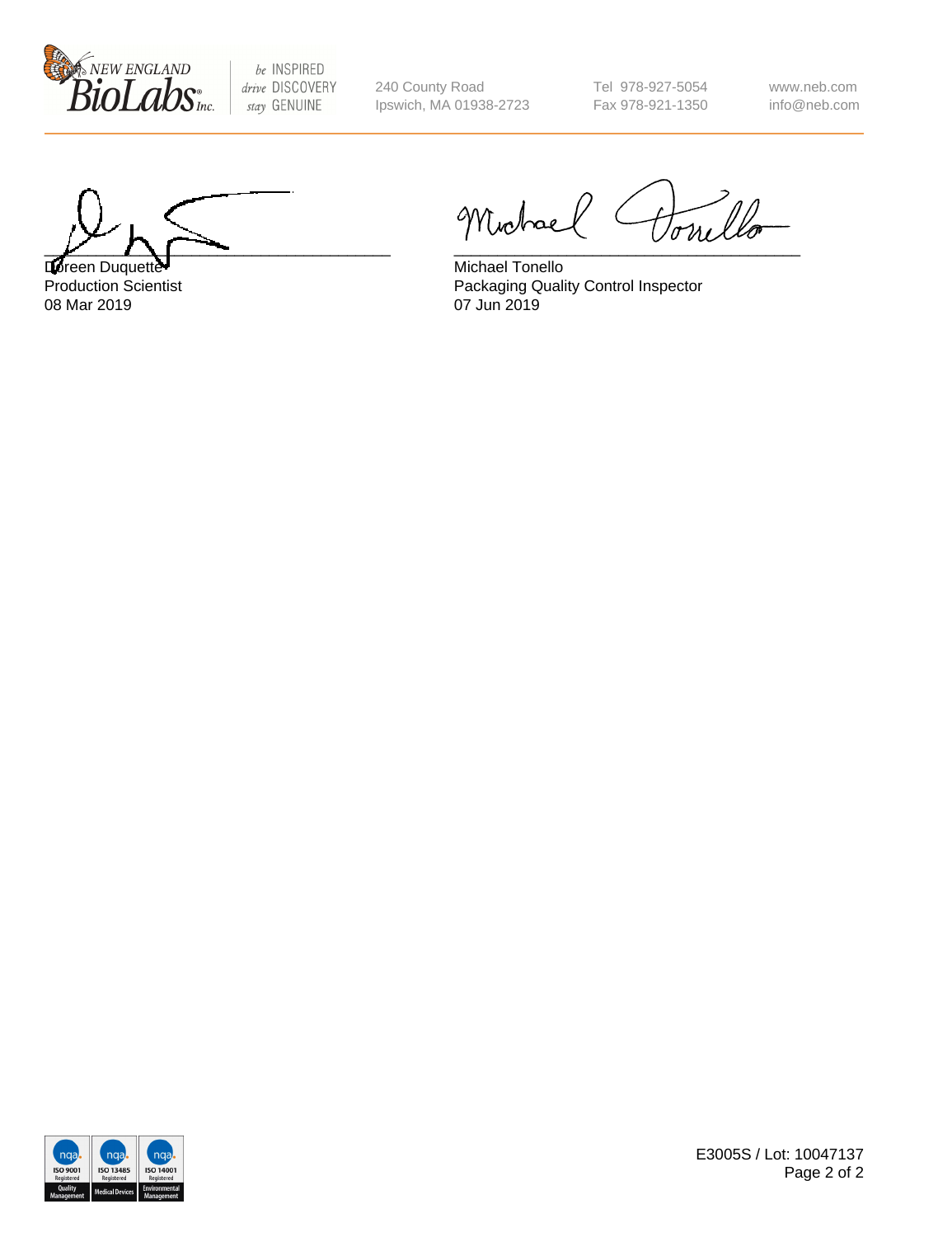Doreen Duquette
Production Scientist
08 Mar 2019

Michael Tonello
Packaging Quality Control Inspector
07 Jun 2019

E3005S / Lot: 10047137